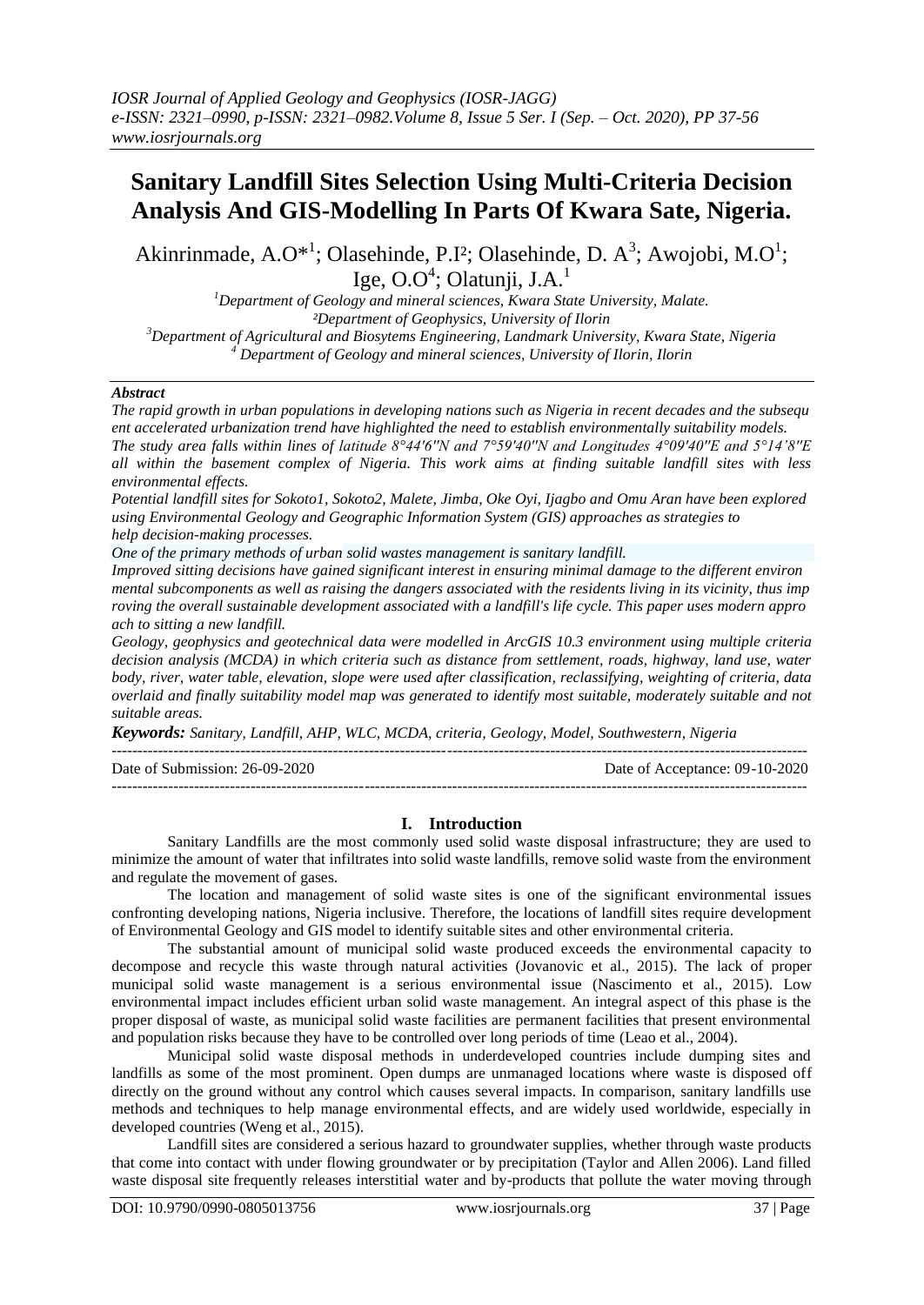# Sanitary Landfill Sites Selection Using Multi-Criteria Decision Analysis And GIS-Modelling In Parts Of Kwara Sate, Nigeria.

Akinrinmade, A.O*[1]; Olasehinde, P.I[2]; Olasehinde, D. A[3]; Awojobi, M.O[1]; Ige, O.O[4]; Olatunji, J.A.[1]

[1]Department of Geology and mineral sciences, Kwara State University, Malate.
[2]Department of Geophysics, University of Ilorin
[3]Department of Agricultural and Biosytems Engineering, Landmark University, Kwara State, Nigeria
[4] Department of Geology and mineral sciences, University of Ilorin, Ilorin

***Abstract***

*The rapid growth in urban populations in developing nations such as Nigeria in recent decades and the subsequent accelerated urbanization trend have highlighted the need to establish environmentally suitability models. The study area falls within lines of latitude 8°44'6''N and 7°59'40''N and Longitudes 4°09'40''E and 5°14'8''E all within the basement complex of Nigeria. This work aims at finding suitable landfill sites with less environmental effects.*

*Potential landfill sites for Sokoto1, Sokoto2, Malete, Jimba, Oke Oyi, Ijagbo and Omu Aran have been explored using Environmental Geology and Geographic Information System (GIS) approaches as strategies to help decision-making processes.*

*One of the primary methods of urban solid wastes management is sanitary landfill.*

*Improved sitting decisions have gained significant interest in ensuring minimal damage to the different environmental subcomponents as well as raising the dangers associated with the residents living in its vicinity, thus improving the overall sustainable development associated with a landfill's life cycle. This paper uses modern approach to sitting a new landfill.*

*Geology, geophysics and geotechnical data were modelled in ArcGIS 10.3 environment using multiple criteria decision analysis (MCDA) in which criteria such as distance from settlement, roads, highway, land use, water body, river, water table, elevation, slope were used after classification, reclassifying, weighting of criteria, data overlaid and finally suitability model map was generated to identify most suitable, moderately suitable and not suitable areas.*

***Keywords:*** *Sanitary, Landfill, AHP, WLC, MCDA, criteria, Geology, Model, Southwestern, Nigeria*

---

Date of Submission: 26-09-2020 Date of Acceptance: 09-10-2020

---

## I. Introduction

Sanitary Landfills are the most commonly used solid waste disposal infrastructure; they are used to minimize the amount of water that infiltrates into solid waste landfills, remove solid waste from the environment and regulate the movement of gases.

The location and management of solid waste sites is one of the significant environmental issues confronting developing nations, Nigeria inclusive. Therefore, the locations of landfill sites require development of Environmental Geology and GIS model to identify suitable sites and other environmental criteria.

The substantial amount of municipal solid waste produced exceeds the environmental capacity to decompose and recycle this waste through natural activities (Jovanovic et al., 2015). The lack of proper municipal solid waste management is a serious environmental issue (Nascimento et al., 2015). Low environmental impact includes efficient urban solid waste management. An integral aspect of this phase is the proper disposal of waste, as municipal solid waste facilities are permanent facilities that present environmental and population risks because they have to be controlled over long periods of time (Leao et al., 2004).

Municipal solid waste disposal methods in underdeveloped countries include dumping sites and landfills as some of the most prominent. Open dumps are unmanaged locations where waste is disposed off directly on the ground without any control which causes several impacts. In comparison, sanitary landfills use methods and techniques to help manage environmental effects, and are widely used worldwide, especially in developed countries (Weng et al., 2015).

Landfill sites are considered a serious hazard to groundwater supplies, whether through waste products that come into contact with under flowing groundwater or by precipitation (Taylor and Allen 2006). Land filled waste disposal site frequently releases interstitial water and by-products that pollute the water moving through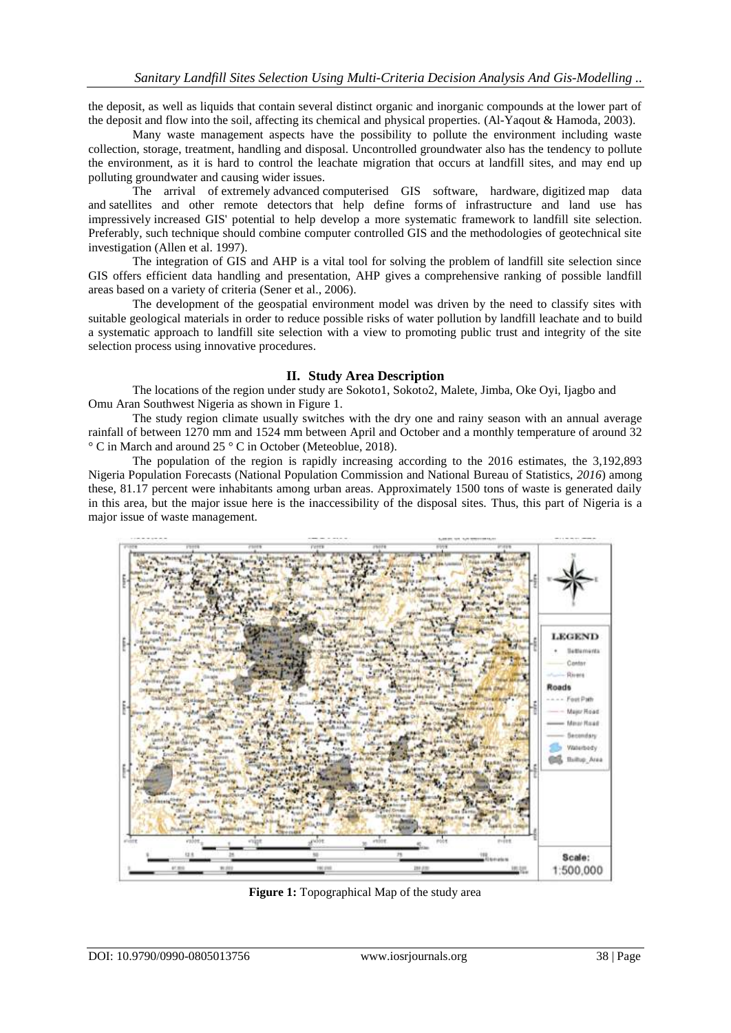the deposit, as well as liquids that contain several distinct organic and inorganic compounds at the lower part of the deposit and flow into the soil, affecting its chemical and physical properties. (Al-Yaqout & Hamoda, 2003).

Many waste management aspects have the possibility to pollute the environment including waste collection, storage, treatment, handling and disposal. Uncontrolled groundwater also has the tendency to pollute the environment, as it is hard to control the leachate migration that occurs at landfill sites, and may end up polluting groundwater and causing wider issues.

The arrival of extremely advanced computerised GIS software, hardware, digitized map data and satellites and other remote detectors that help define forms of infrastructure and land use has impressively increased GIS' potential to help develop a more systematic framework to landfill site selection. Preferably, such technique should combine computer controlled GIS and the methodologies of geotechnical site investigation (Allen et al. 1997).

The integration of GIS and AHP is a vital tool for solving the problem of landfill site selection since GIS offers efficient data handling and presentation, AHP gives a comprehensive ranking of possible landfill areas based on a variety of criteria (Sener et al., 2006).

The development of the geospatial environment model was driven by the need to classify sites with suitable geological materials in order to reduce possible risks of water pollution by landfill leachate and to build a systematic approach to landfill site selection with a view to promoting public trust and integrity of the site selection process using innovative procedures.

## II. Study Area Description

The locations of the region under study are Sokoto1, Sokoto2, Malete, Jimba, Oke Oyi, Ijagbo and Omu Aran Southwest Nigeria as shown in Figure 1.

The study region climate usually switches with the dry one and rainy season with an annual average rainfall of between 1270 mm and 1524 mm between April and October and a monthly temperature of around 32 ° C in March and around 25 ° C in October (Meteoblue, 2018).

The population of the region is rapidly increasing according to the 2016 estimates, the 3,192,893 Nigeria Population Forecasts (National Population Commission and National Bureau of Statistics, *2016*) among these, 81.17 percent were inhabitants among urban areas. Approximately 1500 tons of waste is generated daily in this area, but the major issue here is the inaccessibility of the disposal sites. Thus, this part of Nigeria is a major issue of waste management.

**Figure 1:** Topographical Map of the study area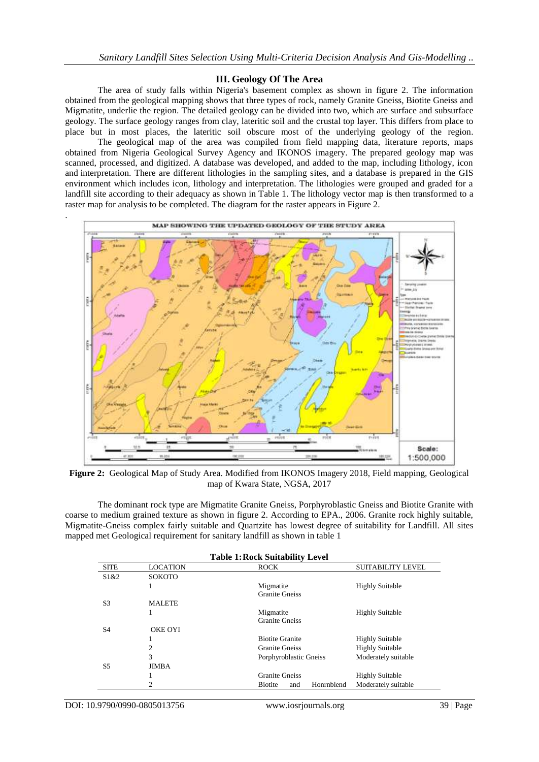## III. Geology Of The Area

The area of study falls within Nigeria's basement complex as shown in figure 2. The information obtained from the geological mapping shows that three types of rock, namely Granite Gneiss, Biotite Gneiss and Migmatite, underlie the region. The detailed geology can be divided into two, which are surface and subsurface geology. The surface geology ranges from clay, lateritic soil and the crustal top layer. This differs from place to place but in most places, the lateritic soil obscure most of the underlying geology of the region.

The geological map of the area was compiled from field mapping data, literature reports, maps obtained from Nigeria Geological Survey Agency and IKONOS imagery. The prepared geology map was scanned, processed, and digitized. A database was developed, and added to the map, including lithology, icon and interpretation. There are different lithologies in the sampling sites, and a database is prepared in the GIS environment which includes icon, lithology and interpretation. The lithologies were grouped and graded for a landfill site according to their adequacy as shown in Table 1. The lithology vector map is then transformed to a raster map for analysis to be completed. The diagram for the raster appears in Figure 2.

**Figure 2:** Geological Map of Study Area. Modified from IKONOS Imagery 2018, Field mapping, Geological map of Kwara State, NGSA, 2017

The dominant rock type are Migmatite Granite Gneiss, Porphyroblastic Gneiss and Biotite Granite with coarse to medium grained texture as shown in figure 2. According to EPA., 2006. Granite rock highly suitable, Migmatite-Gneiss complex fairly suitable and Quartzite has lowest degree of suitability for Landfill. All sites mapped met Geological requirement for sanitary landfill as shown in table 1

**Table 1: Rock Suitability Level**

| SITE | LOCATION | ROCK | SUITABILITY LEVEL |
|---|---|---|---|
| S1&2 | SOKOTO | | |
| | 1 | Migmatite Granite Gneiss | Highly Suitable |
| S3 | MALETE | | |
| | 1 | Migmatite Granite Gneiss | Highly Suitable |
| S4 | OKE OYI | | |
| | 1 | Biotite Granite | Highly Suitable |
| | 2 | Granite Gneiss | Highly Suitable |
| | 3 | Porphyroblastic Gneiss | Moderately suitable |
| S5 | JIMBA | | |
| | 1 | Granite Gneiss | Highly Suitable |
| | 2 | Biotite and Honrnblend | Moderately suitable |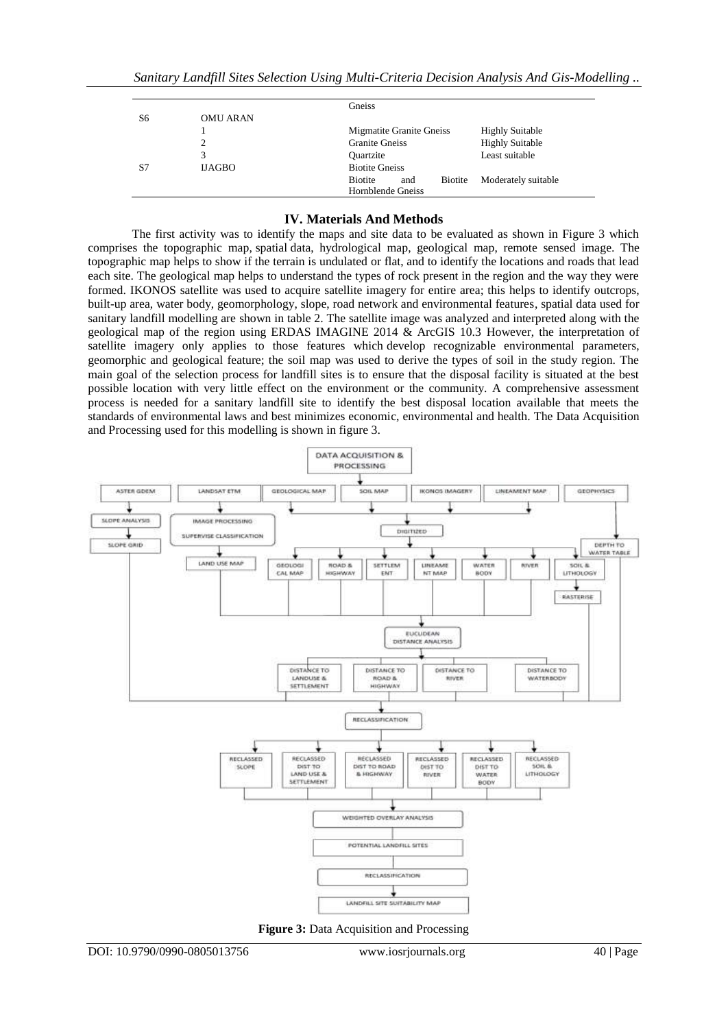| | | Gneiss | |
|---|---|---|---|
| S6 | OMU ARAN | | |
| | 1 | Migmatite Granite Gneiss | Highly Suitable |
| | 2 | Granite Gneiss | Highly Suitable |
| | 3 | Quartzite | Least suitable |
| S7 | IJAGBO | Biotite Gneiss | |
| | | Biotite and Biotite Hornblende Gneiss | Moderately suitable |

## IV. Materials And Methods

The first activity was to identify the maps and site data to be evaluated as shown in Figure 3 which comprises the topographic map, spatial data, hydrological map, geological map, remote sensed image. The topographic map helps to show if the terrain is undulated or flat, and to identify the locations and roads that lead each site. The geological map helps to understand the types of rock present in the region and the way they were formed. IKONOS satellite was used to acquire satellite imagery for entire area; this helps to identify outcrops, built-up area, water body, geomorphology, slope, road network and environmental features, spatial data used for sanitary landfill modelling are shown in table 2. The satellite image was analyzed and interpreted along with the geological map of the region using ERDAS IMAGINE 2014 & ArcGIS 10.3 However, the interpretation of satellite imagery only applies to those features which develop recognizable environmental parameters, geomorphic and geological feature; the soil map was used to derive the types of soil in the study region. The main goal of the selection process for landfill sites is to ensure that the disposal facility is situated at the best possible location with very little effect on the environment or the community. A comprehensive assessment process is needed for a sanitary landfill site to identify the best disposal location available that meets the standards of environmental laws and best minimizes economic, environmental and health. The Data Acquisition and Processing used for this modelling is shown in figure 3.

```
DATA ACQUISITION & PROCESSING
  ASTER GDEM -> SLOPE ANALYSIS -> SLOPE GRID
  LANDSAT ETM -> IMAGE PROCESSING / SUPERVISE CLASSIFICATION -> LAND USE MAP
  GEOLOGICAL MAP, SOIL MAP, IKONOS IMAGERY, LINEAMENT MAP -> DIGITIZED
    -> GEOLOGICAL MAP, ROAD & HIGHWAY, SETTLEMENT, LINEAMENT MAP, WATER BODY, RIVER, SOIL & LITHOLOGY
  GEOPHYSICS -> DEPTH TO WATER TABLE
  SOIL & LITHOLOGY -> RASTERISE
  EUCLIDEAN DISTANCE ANALYSIS
    -> DISTANCE TO LANDUSE & SETTLEMENT, DISTANCE TO ROAD & HIGHWAY, DISTANCE TO RIVER, DISTANCE TO WATERBODY
  RECLASSIFICATION
    -> RECLASSED SLOPE, RECLASSED DIST TO LAND USE & SETTLEMENT, RECLASSED DIST TO ROAD & HIGHWAY,
       RECLASSED DIST TO RIVER, RECLASSED DIST TO WATER BODY, RECLASSED SOIL & LITHOLOGY
  WEIGHTED OVERLAY ANALYSIS
  POTENTIAL LANDFILL SITES
  RECLASSIFICATION
  LANDFILL SITE SUITABILITY MAP
```

**Figure 3:** Data Acquisition and Processing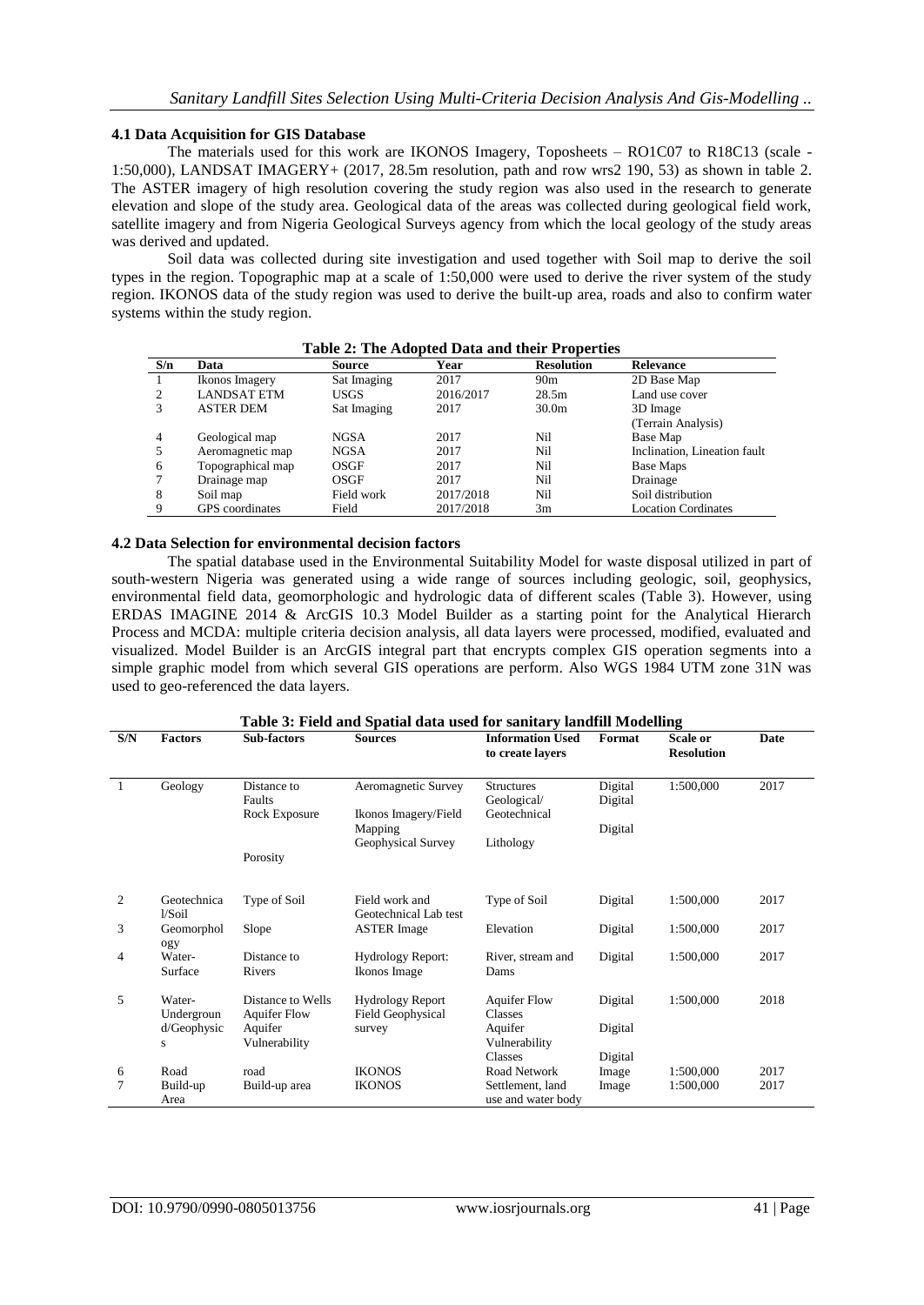### 4.1 Data Acquisition for GIS Database

The materials used for this work are IKONOS Imagery, Toposheets – RO1C07 to R18C13 (scale - 1:50,000), LANDSAT IMAGERY+ (2017, 28.5m resolution, path and row wrs2 190, 53) as shown in table 2. The ASTER imagery of high resolution covering the study region was also used in the research to generate elevation and slope of the study area. Geological data of the areas was collected during geological field work, satellite imagery and from Nigeria Geological Surveys agency from which the local geology of the study areas was derived and updated.

Soil data was collected during site investigation and used together with Soil map to derive the soil types in the region. Topographic map at a scale of 1:50,000 were used to derive the river system of the study region. IKONOS data of the study region was used to derive the built-up area, roads and also to confirm water systems within the study region.

**Table 2: The Adopted Data and their Properties**

| S/n | Data | Source | Year | Resolution | Relevance |
|---|---|---|---|---|---|
| 1 | Ikonos Imagery | Sat Imaging | 2017 | 90m | 2D Base Map |
| 2 | LANDSAT ETM | USGS | 2016/2017 | 28.5m | Land use cover |
| 3 | ASTER DEM | Sat Imaging | 2017 | 30.0m | 3D Image (Terrain Analysis) |
| 4 | Geological map | NGSA | 2017 | Nil | Base Map |
| 5 | Aeromagnetic map | NGSA | 2017 | Nil | Inclination, Lineation fault |
| 6 | Topographical map | OSGF | 2017 | Nil | Base Maps |
| 7 | Drainage map | OSGF | 2017 | Nil | Drainage |
| 8 | Soil map | Field work | 2017/2018 | Nil | Soil distribution |
| 9 | GPS coordinates | Field | 2017/2018 | 3m | Location Cordinates |

### 4.2 Data Selection for environmental decision factors

The spatial database used in the Environmental Suitability Model for waste disposal utilized in part of south-western Nigeria was generated using a wide range of sources including geologic, soil, geophysics, environmental field data, geomorphologic and hydrologic data of different scales (Table 3). However, using ERDAS IMAGINE 2014 & ArcGIS 10.3 Model Builder as a starting point for the Analytical Hierarch Process and MCDA: multiple criteria decision analysis, all data layers were processed, modified, evaluated and visualized. Model Builder is an ArcGIS integral part that encrypts complex GIS operation segments into a simple graphic model from which several GIS operations are perform. Also WGS 1984 UTM zone 31N was used to geo-referenced the data layers.

**Table 3: Field and Spatial data used for sanitary landfill Modelling**

| S/N | Factors | Sub-factors | Sources | Information Used to create layers | Format | Scale or Resolution | Date |
|---|---|---|---|---|---|---|---|
| 1 | Geology | Distance to Faults<br>Rock Exposure<br><br>Porosity | Aeromagnetic Survey<br>Ikonos Imagery/Field Mapping<br>Geophysical Survey | Structures<br>Geological/ Geotechnical<br>Lithology | Digital<br>Digital<br>Digital | 1:500,000 | 2017 |
| 2 | Geotechnical/Soil | Type of Soil | Field work and Geotechnical Lab test | Type of Soil | Digital | 1:500,000 | 2017 |
| 3 | Geomorphology | Slope | ASTER Image | Elevation | Digital | 1:500,000 | 2017 |
| 4 | Water-Surface | Distance to Rivers | Hydrology Report: Ikonos Image | River, stream and Dams | Digital | 1:500,000 | 2017 |
| 5 | Water-Underground/Geophysics | Distance to Wells<br>Aquifer Flow<br>Aquifer Vulnerability | Hydrology Report<br>Field Geophysical survey | Aquifer Flow Classes<br>Aquifer Vulnerability Classes | Digital<br>Digital<br>Digital | 1:500,000 | 2018 |
| 6 | Road | road | IKONOS | Road Network | Image | 1:500,000 | 2017 |
| 7 | Build-up Area | Build-up area | IKONOS | Settlement, land use and water body | Image | 1:500,000 | 2017 |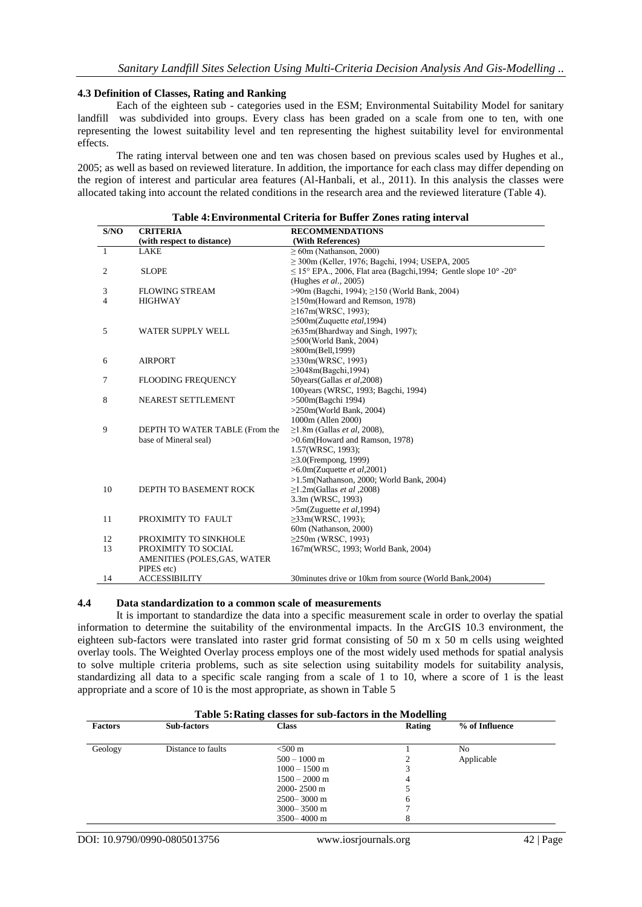### 4.3 Definition of Classes, Rating and Ranking

Each of the eighteen sub - categories used in the ESM; Environmental Suitability Model for sanitary landfill was subdivided into groups. Every class has been graded on a scale from one to ten, with one representing the lowest suitability level and ten representing the highest suitability level for environmental effects.

The rating interval between one and ten was chosen based on previous scales used by Hughes et al., 2005; as well as based on reviewed literature. In addition, the importance for each class may differ depending on the region of interest and particular area features (Al-Hanbali, et al., 2011). In this analysis the classes were allocated taking into account the related conditions in the research area and the reviewed literature (Table 4).

**Table 4: Environmental Criteria for Buffer Zones rating interval**

| S/NO | CRITERIA (with respect to distance) | RECOMMENDATIONS (With References) |
|---|---|---|
| 1 | LAKE | ≥ 60m (Nathanson, 2000)<br>≥ 300m (Keller, 1976; Bagchi, 1994; USEPA, 2005 |
| 2 | SLOPE | ≤ 15° EPA., 2006, Flat area (Bagchi,1994; Gentle slope 10° -20° (Hughes *et al.*, 2005) |
| 3 | FLOWING STREAM | >90m (Bagchi, 1994); ≥150 (World Bank, 2004) |
| 4 | HIGHWAY | ≥150m(Howard and Remson, 1978)<br>≥167m(WRSC, 1993);<br>≥500m(Zuquette *etal*,1994) |
| 5 | WATER SUPPLY WELL | ≥635m(Bhardway and Singh, 1997);<br>≥500(World Bank, 2004)<br>≥800m(Bell,1999) |
| 6 | AIRPORT | ≥330m(WRSC, 1993)<br>≥3048m(Bagchi,1994) |
| 7 | FLOODING FREQUENCY | 50years(Gallas *et al*,2008)<br>100years (WRSC, 1993; Bagchi, 1994) |
| 8 | NEAREST SETTLEMENT | >500m(Bagchi 1994)<br>>250m(World Bank, 2004)<br>1000m (Allen 2000) |
| 9 | DEPTH TO WATER TABLE (From the base of Mineral seal) | ≥1.8m (Gallas *et al*, 2008),<br>>0.6m(Howard and Ramson, 1978)<br>1.57(WRSC, 1993);<br>≥3.0(Frempong, 1999)<br>>6.0m(Zuquette *et al*,2001)<br>>1.5m(Nathanson, 2000; World Bank, 2004) |
| 10 | DEPTH TO BASEMENT ROCK | ≥1.2m(Gallas *et al* ,2008)<br>3.3m (WRSC, 1993)<br>>5m(Zuguette *et al*,1994) |
| 11 | PROXIMITY TO FAULT | ≥33m(WRSC, 1993);<br>60m (Nathanson, 2000) |
| 12 | PROXIMITY TO SINKHOLE | ≥250m (WRSC, 1993) |
| 13 | PROXIMITY TO SOCIAL AMENITIES (POLES,GAS, WATER PIPES etc) | 167m(WRSC, 1993; World Bank, 2004) |
| 14 | ACCESSIBILITY | 30minutes drive or 10km from source (World Bank,2004) |

### 4.4 Data standardization to a common scale of measurements

It is important to standardize the data into a specific measurement scale in order to overlay the spatial information to determine the suitability of the environmental impacts. In the ArcGIS 10.3 environment, the eighteen sub-factors were translated into raster grid format consisting of 50 m x 50 m cells using weighted overlay tools. The Weighted Overlay process employs one of the most widely used methods for spatial analysis to solve multiple criteria problems, such as site selection using suitability models for suitability analysis, standardizing all data to a specific scale ranging from a scale of 1 to 10, where a score of 1 is the least appropriate and a score of 10 is the most appropriate, as shown in Table 5

**Table 5: Rating classes for sub-factors in the Modelling**

| Factors | Sub-factors | Class | Rating | % of Influence |
|---|---|---|---|---|
| Geology | Distance to faults | <500 m | 1 | No |
| | | 500 – 1000 m | 2 | Applicable |
| | | 1000 – 1500 m | 3 | |
| | | 1500 – 2000 m | 4 | |
| | | 2000- 2500 m | 5 | |
| | | 2500– 3000 m | 6 | |
| | | 3000– 3500 m | 7 | |
| | | 3500– 4000 m | 8 | |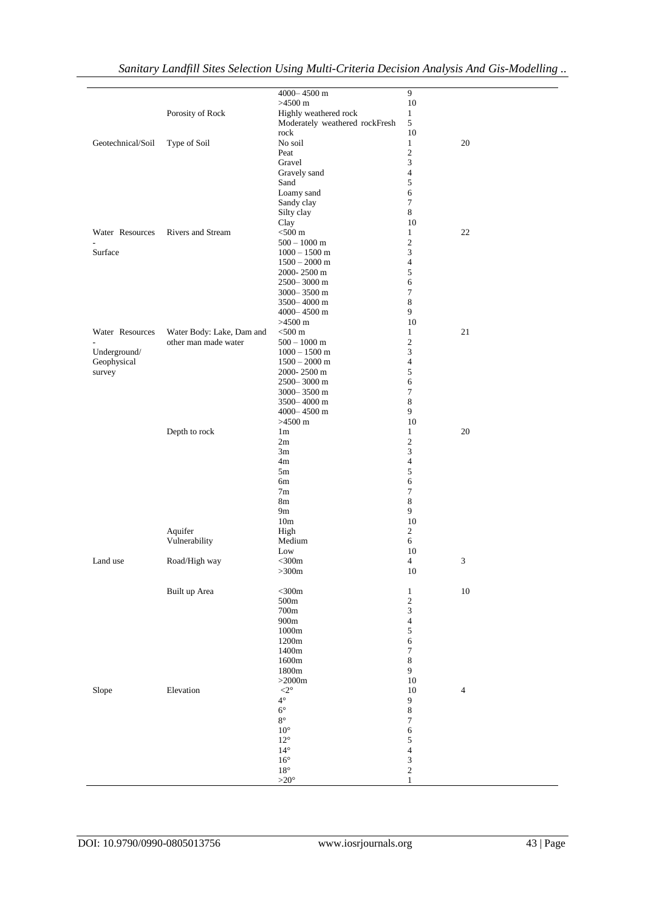| | | 4000– 4500 m | 9 | |
|---|---|---|---|---|
| | | >4500 m | 10 | |
| | Porosity of Rock | Highly weathered rock | 1 | |
| | | Moderately weathered rockFresh | 5 | |
| | | rock | 10 | |
| Geotechnical/Soil | Type of Soil | No soil | 1 | 20 |
| | | Peat | 2 | |
| | | Gravel | 3 | |
| | | Gravely sand | 4 | |
| | | Sand | 5 | |
| | | Loamy sand | 6 | |
| | | Sandy clay | 7 | |
| | | Silty clay | 8 | |
| | | Clay | 10 | |
| Water Resources - Surface | Rivers and Stream | <500 m | 1 | 22 |
| | | 500 – 1000 m | 2 | |
| | | 1000 – 1500 m | 3 | |
| | | 1500 – 2000 m | 4 | |
| | | 2000- 2500 m | 5 | |
| | | 2500– 3000 m | 6 | |
| | | 3000– 3500 m | 7 | |
| | | 3500– 4000 m | 8 | |
| | | 4000– 4500 m | 9 | |
| | | >4500 m | 10 | |
| Water Resources - Underground/ Geophysical survey | Water Body: Lake, Dam and other man made water | <500 m | 1 | 21 |
| | | 500 – 1000 m | 2 | |
| | | 1000 – 1500 m | 3 | |
| | | 1500 – 2000 m | 4 | |
| | | 2000- 2500 m | 5 | |
| | | 2500– 3000 m | 6 | |
| | | 3000– 3500 m | 7 | |
| | | 3500– 4000 m | 8 | |
| | | 4000– 4500 m | 9 | |
| | | >4500 m | 10 | |
| | Depth to rock | 1m | 1 | 20 |
| | | 2m | 2 | |
| | | 3m | 3 | |
| | | 4m | 4 | |
| | | 5m | 5 | |
| | | 6m | 6 | |
| | | 7m | 7 | |
| | | 8m | 8 | |
| | | 9m | 9 | |
| | | 10m | 10 | |
| | Aquifer Vulnerability | High | 2 | |
| | | Medium | 6 | |
| | | Low | 10 | |
| Land use | Road/High way | <300m | 4 | 3 |
| | | >300m | 10 | |
| | Built up Area | <300m | 1 | 10 |
| | | 500m | 2 | |
| | | 700m | 3 | |
| | | 900m | 4 | |
| | | 1000m | 5 | |
| | | 1200m | 6 | |
| | | 1400m | 7 | |
| | | 1600m | 8 | |
| | | 1800m | 9 | |
| | | >2000m | 10 | |
| Slope | Elevation | <2° | 10 | 4 |
| | | 4° | 9 | |
| | | 6° | 8 | |
| | | 8° | 7 | |
| | | 10° | 6 | |
| | | 12° | 5 | |
| | | 14° | 4 | |
| | | 16° | 3 | |
| | | 18° | 2 | |
| | | >20° | 1 | |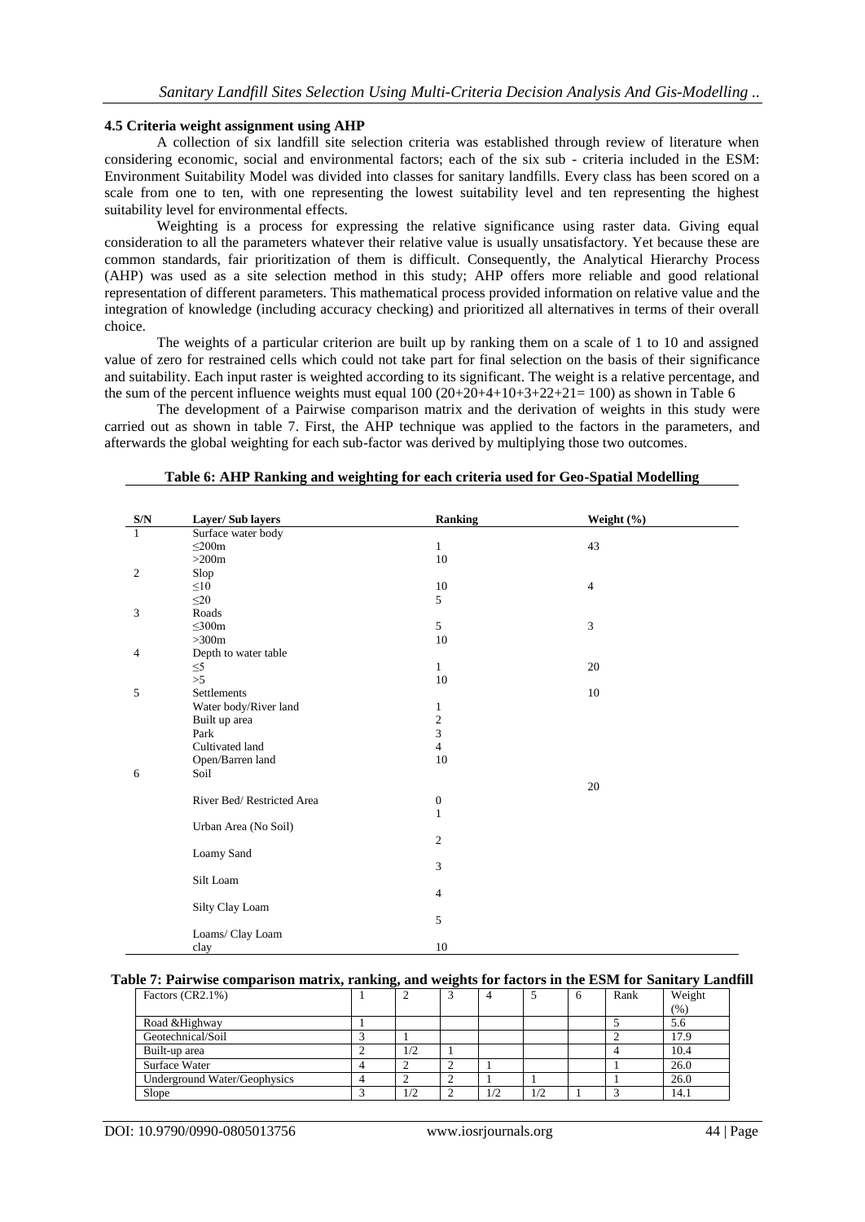### 4.5 Criteria weight assignment using AHP

A collection of six landfill site selection criteria was established through review of literature when considering economic, social and environmental factors; each of the six sub - criteria included in the ESM: Environment Suitability Model was divided into classes for sanitary landfills. Every class has been scored on a scale from one to ten, with one representing the lowest suitability level and ten representing the highest suitability level for environmental effects.

Weighting is a process for expressing the relative significance using raster data. Giving equal consideration to all the parameters whatever their relative value is usually unsatisfactory. Yet because these are common standards, fair prioritization of them is difficult. Consequently, the Analytical Hierarchy Process (AHP) was used as a site selection method in this study; AHP offers more reliable and good relational representation of different parameters. This mathematical process provided information on relative value and the integration of knowledge (including accuracy checking) and prioritized all alternatives in terms of their overall choice.

The weights of a particular criterion are built up by ranking them on a scale of 1 to 10 and assigned value of zero for restrained cells which could not take part for final selection on the basis of their significance and suitability. Each input raster is weighted according to its significant. The weight is a relative percentage, and the sum of the percent influence weights must equal 100 (20+20+4+10+3+22+21= 100) as shown in Table 6

The development of a Pairwise comparison matrix and the derivation of weights in this study were carried out as shown in table 7. First, the AHP technique was applied to the factors in the parameters, and afterwards the global weighting for each sub-factor was derived by multiplying those two outcomes.

**Table 6: AHP Ranking and weighting for each criteria used for Geo-Spatial Modelling**

| S/N | Layer/ Sub layers | Ranking | Weight (%) |
|---|---|---|---|
| 1 | Surface water body | | |
| | ≤200m | 1 | 43 |
| | >200m | 10 | |
| 2 | Slop | | |
| | ≤10 | 10 | 4 |
| | ≤20 | 5 | |
| 3 | Roads | | |
| | ≤300m | 5 | 3 |
| | >300m | 10 | |
| 4 | Depth to water table | | |
| | ≤5 | 1 | 20 |
| | >5 | 10 | |
| 5 | Settlements | | 10 |
| | Water body/River land | 1 | |
| | Built up area | 2 | |
| | Park | 3 | |
| | Cultivated land | 4 | |
| | Open/Barren land | 10 | |
| 6 | Soil | | 20 |
| | River Bed/ Restricted Area | 0 | |
| | | 1 | |
| | Urban Area (No Soil) | | |
| | | 2 | |
| | Loamy Sand | | |
| | | 3 | |
| | Silt Loam | | |
| | | 4 | |
| | Silty Clay Loam | | |
| | | 5 | |
| | Loams/ Clay Loam | | |
| | clay | 10 | |

**Table 7: Pairwise comparison matrix, ranking, and weights for factors in the ESM for Sanitary Landfill**

| Factors (CR2.1%) | 1 | 2 | 3 | 4 | 5 | 6 | Rank | Weight (%) |
|---|---|---|---|---|---|---|---|---|
| Road &Highway | 1 | | | | | | 5 | 5.6 |
| Geotechnical/Soil | 3 | 1 | | | | | 2 | 17.9 |
| Built-up area | 2 | 1/2 | 1 | | | | 4 | 10.4 |
| Surface Water | 4 | 2 | 2 | 1 | | | 1 | 26.0 |
| Underground Water/Geophysics | 4 | 2 | 2 | 1 | 1 | | 1 | 26.0 |
| Slope | 3 | 1/2 | 2 | 1/2 | 1/2 | 1 | 3 | 14.1 |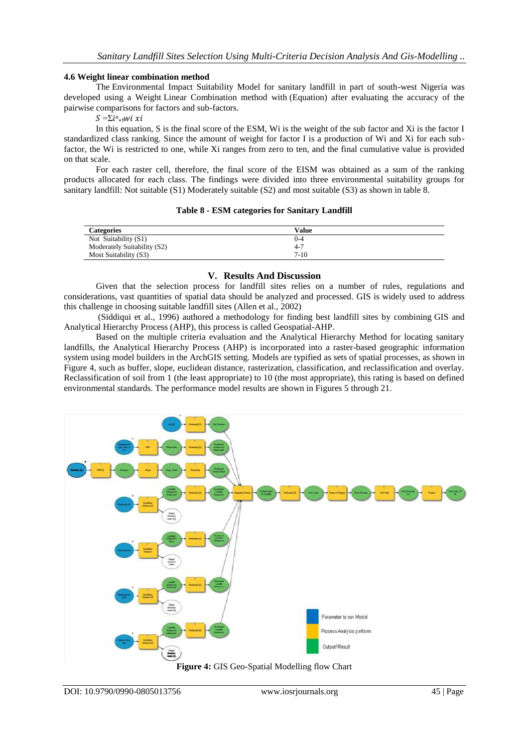### 4.6 Weight linear combination method

The Environmental Impact Suitability Model for sanitary landfill in part of south-west Nigeria was developed using a Weight Linear Combination method with (Equation) after evaluating the accuracy of the pairwise comparisons for factors and sub-factors.

$S = \Sigma i^{n}_{=1} wi\ xi$

In this equation, S is the final score of the ESM, Wi is the weight of the sub factor and Xi is the factor I standardized class ranking. Since the amount of weight for factor I is a production of Wi and Xi for each sub-factor, the Wi is restricted to one, while Xi ranges from zero to ten, and the final cumulative value is provided on that scale.

For each raster cell, therefore, the final score of the EISM was obtained as a sum of the ranking products allocated for each class. The findings were divided into three environmental suitability groups for sanitary landfill: Not suitable (S1) Moderately suitable (S2) and most suitable (S3) as shown in table 8.

**Table 8 - ESM categories for Sanitary Landfill**

| Categories | Value |
| --- | --- |
| Not Suitability (S1) | 0-4 |
| Moderately Suitability (S2) | 4-7 |
| Most Suitability (S3) | 7-10 |

## V. Results And Discussion

Given that the selection process for landfill sites relies on a number of rules, regulations and considerations, vast quantities of spatial data should be analyzed and processed. GIS is widely used to address this challenge in choosing suitable landfill sites (Allen et al., 2002)

(Siddiqui et al., 1996) authored a methodology for finding best landfill sites by combining GIS and Analytical Hierarchy Process (AHP), this process is called Geospatial-AHP.

Based on the multiple criteria evaluation and the Analytical Hierarchy Method for locating sanitary landfills, the Analytical Hierarchy Process (AHP) is incorporated into a raster-based geographic information system using model builders in the ArchGIS setting. Models are typified as sets of spatial processes, as shown in Figure 4, such as buffer, slope, euclidean distance, rasterization, classification, and reclassification and overlay. Reclassification of soil from 1 (the least appropriate) to 10 (the most appropriate), this rating is based on defined environmental standards. The performance model results are shown in Figures 5 through 21.

**Figure 4:** GIS Geo-Spatial Modelling flow Chart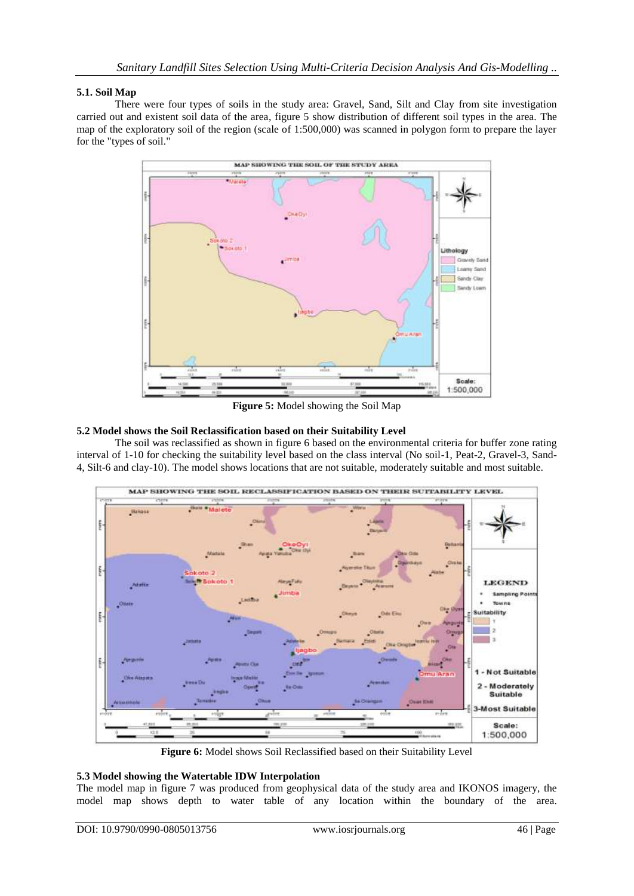### 5.1. Soil Map

There were four types of soils in the study area: Gravel, Sand, Silt and Clay from site investigation carried out and existent soil data of the area, figure 5 show distribution of different soil types in the area. The map of the exploratory soil of the region (scale of 1:500,000) was scanned in polygon form to prepare the layer for the "types of soil."

**Figure 5:** Model showing the Soil Map

### 5.2 Model shows the Soil Reclassification based on their Suitability Level

The soil was reclassified as shown in figure 6 based on the environmental criteria for buffer zone rating interval of 1-10 for checking the suitability level based on the class interval (No soil-1, Peat-2, Gravel-3, Sand-4, Silt-6 and clay-10). The model shows locations that are not suitable, moderately suitable and most suitable.

**Figure 6:** Model shows Soil Reclassified based on their Suitability Level

### 5.3 Model showing the Watertable IDW Interpolation

The model map in figure 7 was produced from geophysical data of the study area and IKONOS imagery, the model map shows depth to water table of any location within the boundary of the area.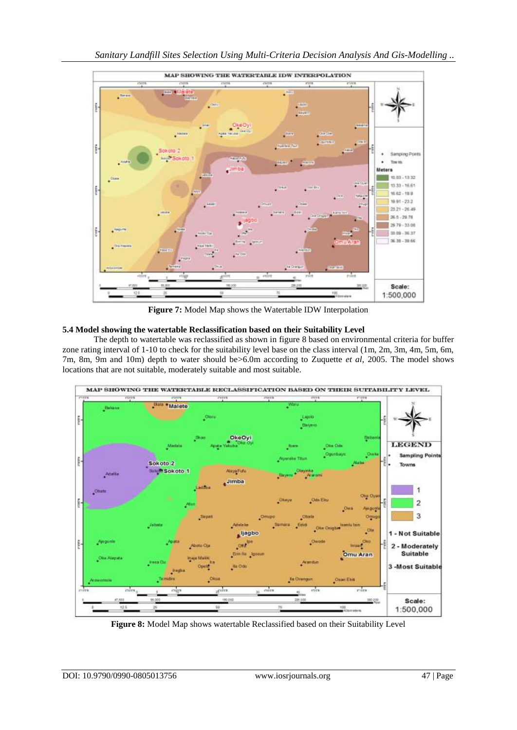**Figure 7:** Model Map shows the Watertable IDW Interpolation

### 5.4 Model showing the watertable Reclassification based on their Suitability Level

The depth to watertable was reclassified as shown in figure 8 based on environmental criteria for buffer zone rating interval of 1-10 to check for the suitability level base on the class interval (1m, 2m, 3m, 4m, 5m, 6m, 7m, 8m, 9m and 10m) depth to water should be>6.0m according to Zuquette *et al*, 2005. The model shows locations that are not suitable, moderately suitable and most suitable.

**Figure 8:** Model Map shows watertable Reclassified based on their Suitability Level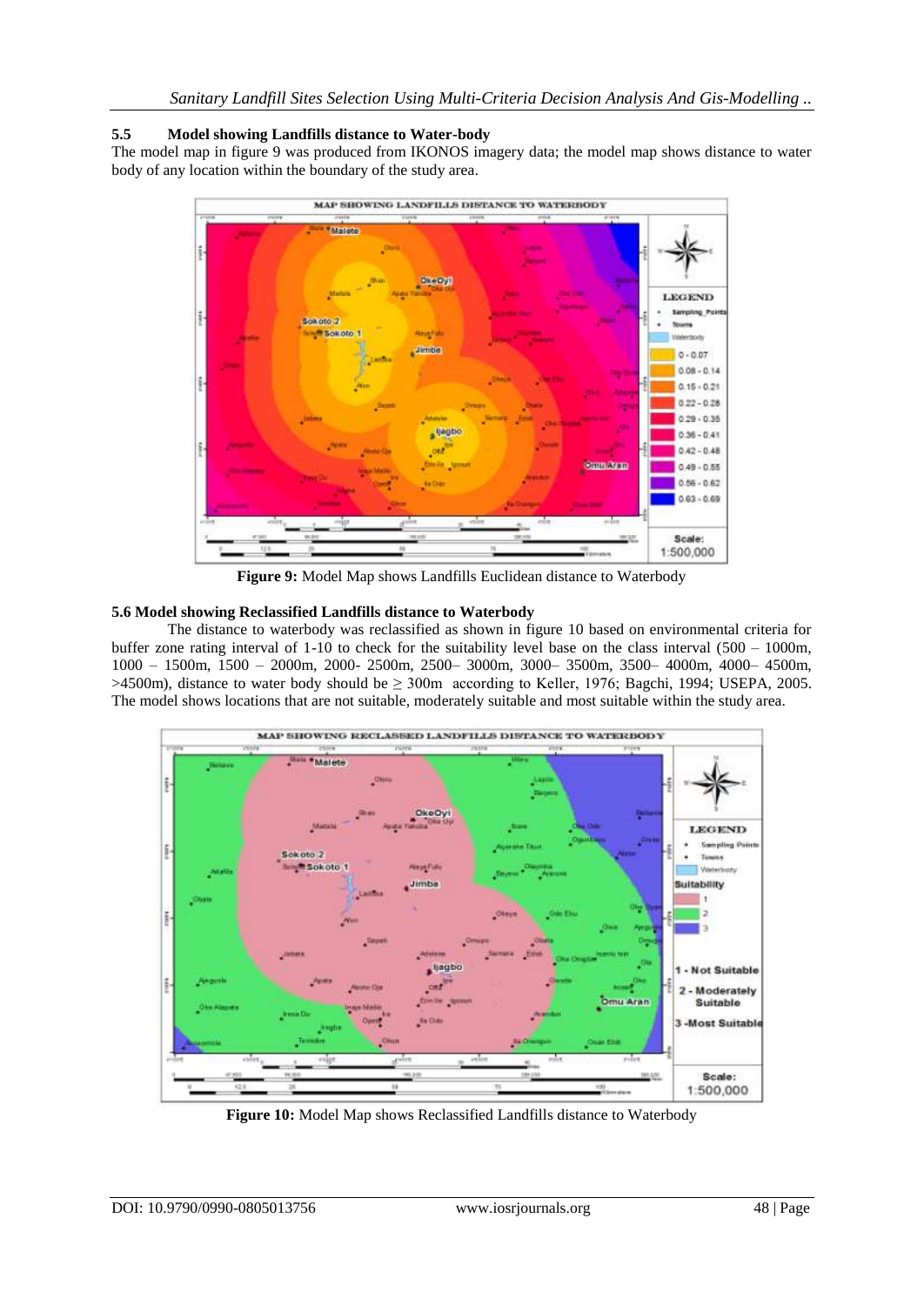## 5.5 Model showing Landfills distance to Water-body

The model map in figure 9 was produced from IKONOS imagery data; the model map shows distance to water body of any location within the boundary of the study area.

**Figure 9:** Model Map shows Landfills Euclidean distance to Waterbody

## 5.6 Model showing Reclassified Landfills distance to Waterbody

The distance to waterbody was reclassified as shown in figure 10 based on environmental criteria for buffer zone rating interval of 1-10 to check for the suitability level base on the class interval (500 – 1000m, 1000 – 1500m, 1500 – 2000m, 2000- 2500m, 2500– 3000m, 3000– 3500m, 3500– 4000m, 4000– 4500m, >4500m), distance to water body should be ≥ 300m according to Keller, 1976; Bagchi, 1994; USEPA, 2005. The model shows locations that are not suitable, moderately suitable and most suitable within the study area.

**Figure 10:** Model Map shows Reclassified Landfills distance to Waterbody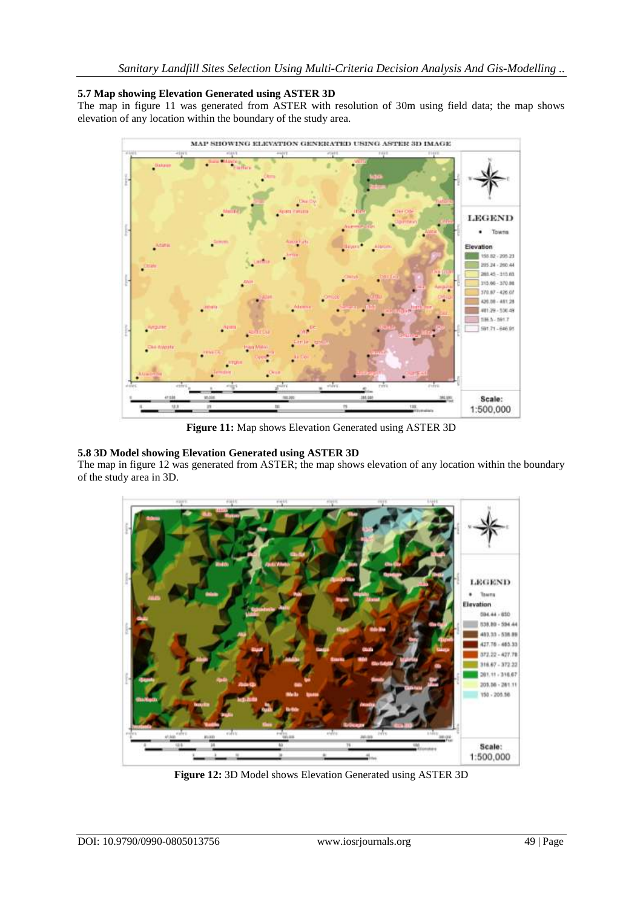### 5.7 Map showing Elevation Generated using ASTER 3D

The map in figure 11 was generated from ASTER with resolution of 30m using field data; the map shows elevation of any location within the boundary of the study area.

**Figure 11:** Map shows Elevation Generated using ASTER 3D

### 5.8 3D Model showing Elevation Generated using ASTER 3D

The map in figure 12 was generated from ASTER; the map shows elevation of any location within the boundary of the study area in 3D.

**Figure 12:** 3D Model shows Elevation Generated using ASTER 3D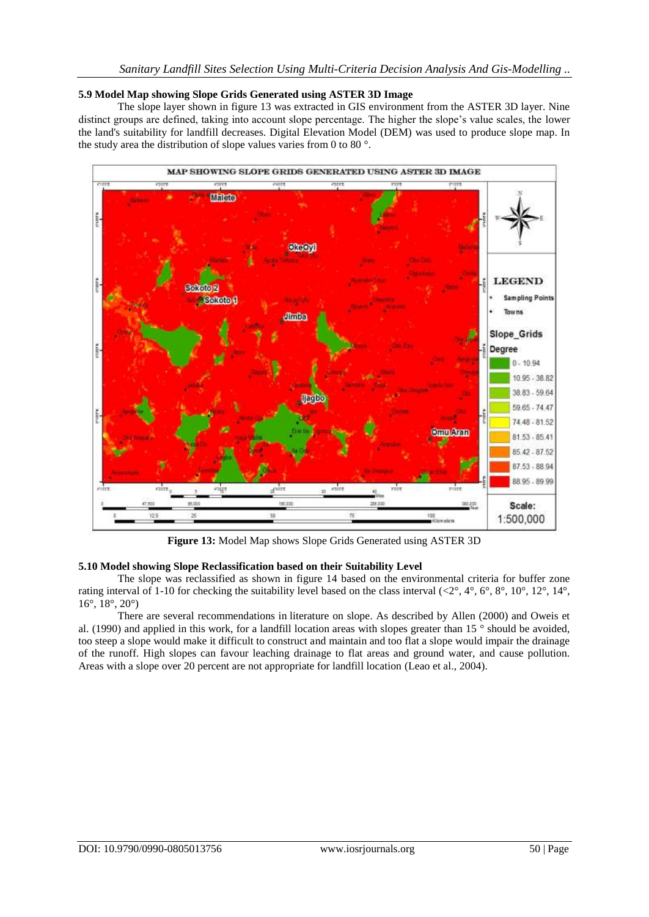### 5.9 Model Map showing Slope Grids Generated using ASTER 3D Image

The slope layer shown in figure 13 was extracted in GIS environment from the ASTER 3D layer. Nine distinct groups are defined, taking into account slope percentage. The higher the slope's value scales, the lower the land's suitability for landfill decreases. Digital Elevation Model (DEM) was used to produce slope map. In the study area the distribution of slope values varies from 0 to 80 °.

**Figure 13:** Model Map shows Slope Grids Generated using ASTER 3D

### 5.10 Model showing Slope Reclassification based on their Suitability Level

The slope was reclassified as shown in figure 14 based on the environmental criteria for buffer zone rating interval of 1-10 for checking the suitability level based on the class interval (<2°, 4°, 6°, 8°, 10°, 12°, 14°, 16°, 18°, 20°)

There are several recommendations in literature on slope. As described by Allen (2000) and Oweis et al. (1990) and applied in this work, for a landfill location areas with slopes greater than 15 ° should be avoided, too steep a slope would make it difficult to construct and maintain and too flat a slope would impair the drainage of the runoff. High slopes can favour leaching drainage to flat areas and ground water, and cause pollution. Areas with a slope over 20 percent are not appropriate for landfill location (Leao et al., 2004).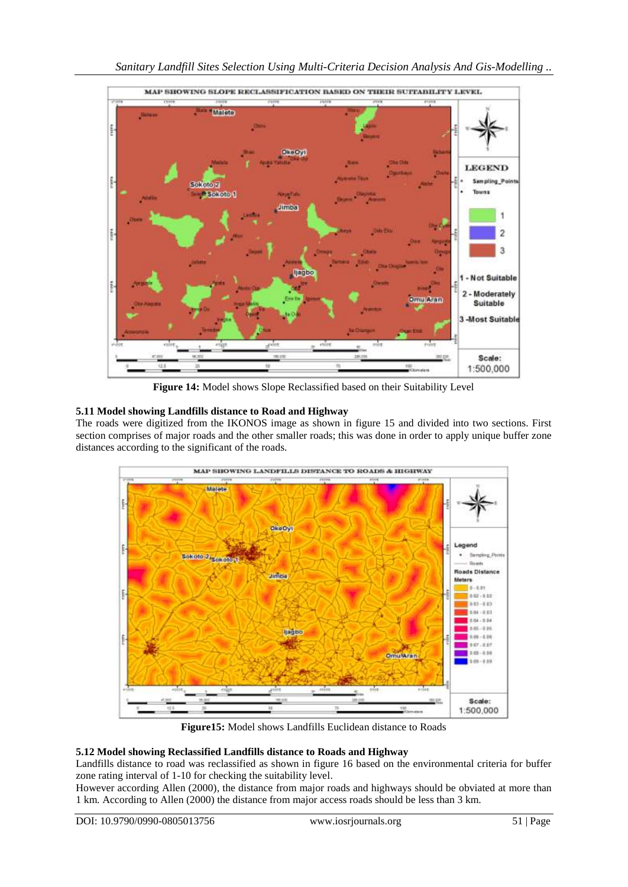**Figure 14:** Model shows Slope Reclassified based on their Suitability Level

### 5.11 Model showing Landfills distance to Road and Highway

The roads were digitized from the IKONOS image as shown in figure 15 and divided into two sections. First section comprises of major roads and the other smaller roads; this was done in order to apply unique buffer zone distances according to the significant of the roads.

**Figure15:** Model shows Landfills Euclidean distance to Roads

### 5.12 Model showing Reclassified Landfills distance to Roads and Highway

Landfills distance to road was reclassified as shown in figure 16 based on the environmental criteria for buffer zone rating interval of 1-10 for checking the suitability level.

However according Allen (2000), the distance from major roads and highways should be obviated at more than 1 km. According to Allen (2000) the distance from major access roads should be less than 3 km.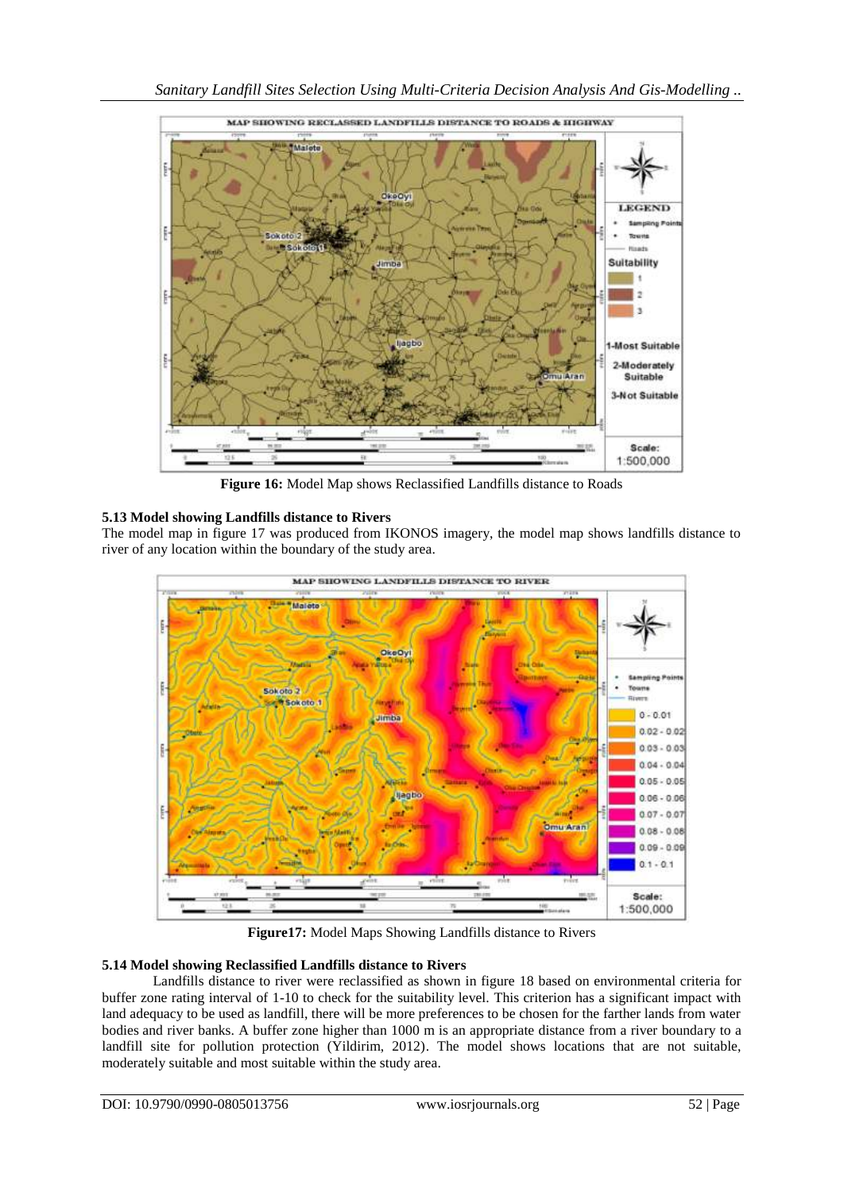**Figure 16:** Model Map shows Reclassified Landfills distance to Roads

### 5.13 Model showing Landfills distance to Rivers

The model map in figure 17 was produced from IKONOS imagery, the model map shows landfills distance to river of any location within the boundary of the study area.

**Figure17:** Model Maps Showing Landfills distance to Rivers

### 5.14 Model showing Reclassified Landfills distance to Rivers

Landfills distance to river were reclassified as shown in figure 18 based on environmental criteria for buffer zone rating interval of 1-10 to check for the suitability level. This criterion has a significant impact with land adequacy to be used as landfill, there will be more preferences to be chosen for the farther lands from water bodies and river banks. A buffer zone higher than 1000 m is an appropriate distance from a river boundary to a landfill site for pollution protection (Yildirim, 2012). The model shows locations that are not suitable, moderately suitable and most suitable within the study area.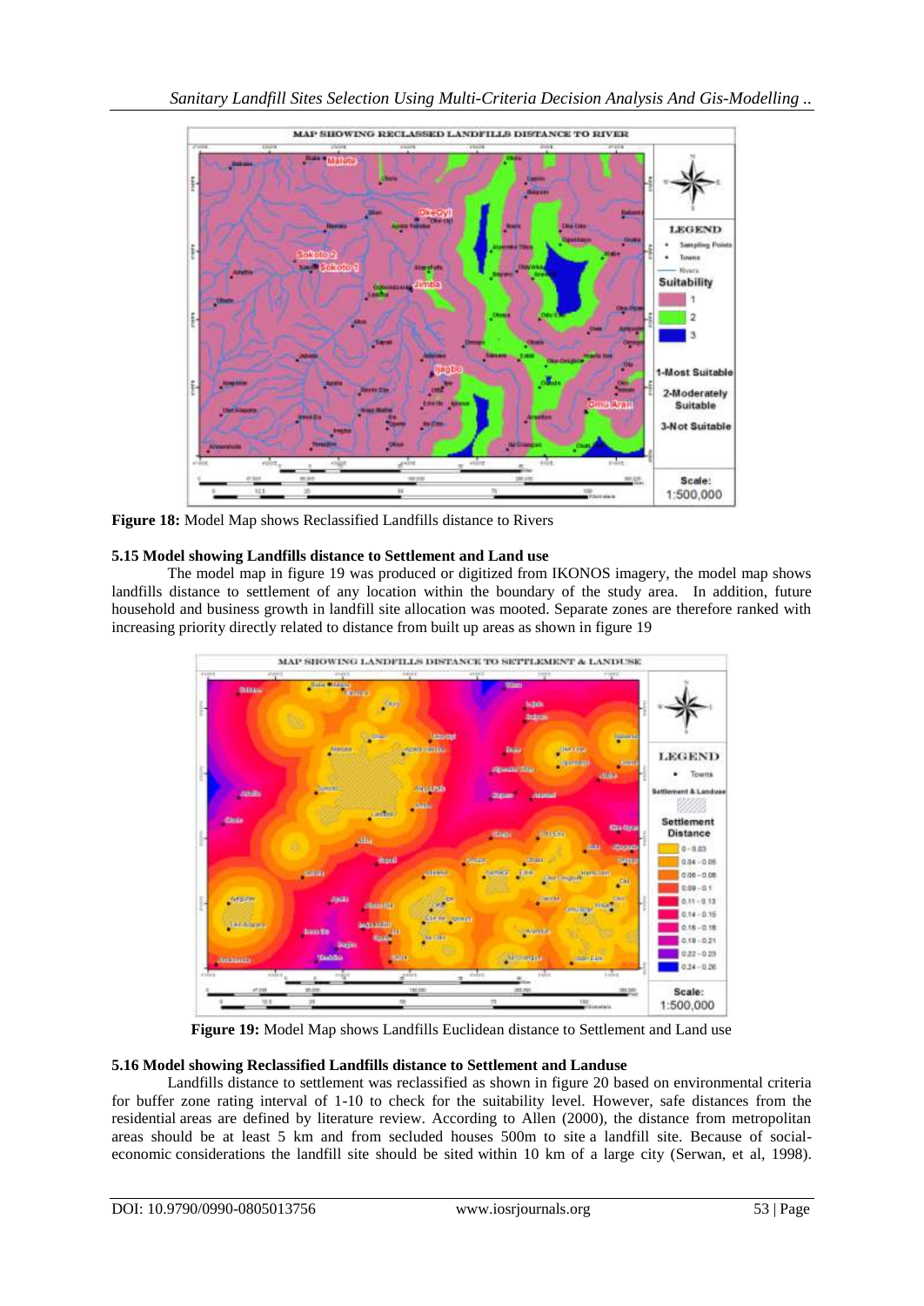**Figure 18:** Model Map shows Reclassified Landfills distance to Rivers

### 5.15 Model showing Landfills distance to Settlement and Land use

The model map in figure 19 was produced or digitized from IKONOS imagery, the model map shows landfills distance to settlement of any location within the boundary of the study area. In addition, future household and business growth in landfill site allocation was mooted. Separate zones are therefore ranked with increasing priority directly related to distance from built up areas as shown in figure 19

**Figure 19:** Model Map shows Landfills Euclidean distance to Settlement and Land use

### 5.16 Model showing Reclassified Landfills distance to Settlement and Landuse

Landfills distance to settlement was reclassified as shown in figure 20 based on environmental criteria for buffer zone rating interval of 1-10 to check for the suitability level. However, safe distances from the residential areas are defined by literature review. According to Allen (2000), the distance from metropolitan areas should be at least 5 km and from secluded houses 500m to site a landfill site. Because of social-economic considerations the landfill site should be sited within 10 km of a large city (Serwan, et al, 1998).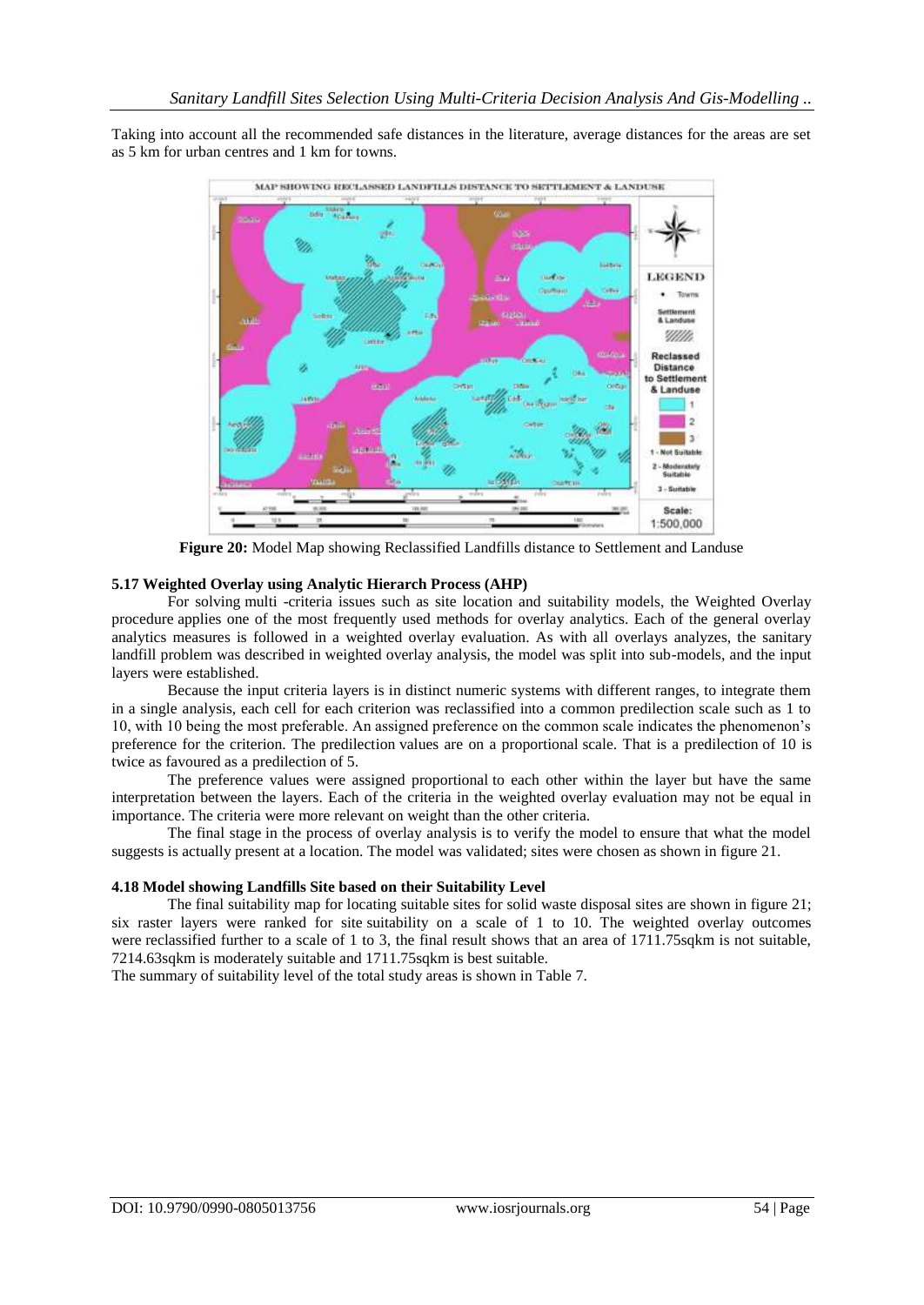Taking into account all the recommended safe distances in the literature, average distances for the areas are set as 5 km for urban centres and 1 km for towns.

**Figure 20:** Model Map showing Reclassified Landfills distance to Settlement and Landuse

### 5.17 Weighted Overlay using Analytic Hierarch Process (AHP)

For solving multi -criteria issues such as site location and suitability models, the Weighted Overlay procedure applies one of the most frequently used methods for overlay analytics. Each of the general overlay analytics measures is followed in a weighted overlay evaluation. As with all overlays analyzes, the sanitary landfill problem was described in weighted overlay analysis, the model was split into sub-models, and the input layers were established.

Because the input criteria layers is in distinct numeric systems with different ranges, to integrate them in a single analysis, each cell for each criterion was reclassified into a common predilection scale such as 1 to 10, with 10 being the most preferable. An assigned preference on the common scale indicates the phenomenon's preference for the criterion. The predilection values are on a proportional scale. That is a predilection of 10 is twice as favoured as a predilection of 5.

The preference values were assigned proportional to each other within the layer but have the same interpretation between the layers. Each of the criteria in the weighted overlay evaluation may not be equal in importance. The criteria were more relevant on weight than the other criteria.

The final stage in the process of overlay analysis is to verify the model to ensure that what the model suggests is actually present at a location. The model was validated; sites were chosen as shown in figure 21.

### 4.18 Model showing Landfills Site based on their Suitability Level

The final suitability map for locating suitable sites for solid waste disposal sites are shown in figure 21; six raster layers were ranked for site suitability on a scale of 1 to 10. The weighted overlay outcomes were reclassified further to a scale of 1 to 3, the final result shows that an area of 1711.75sqkm is not suitable, 7214.63sqkm is moderately suitable and 1711.75sqkm is best suitable.

The summary of suitability level of the total study areas is shown in Table 7.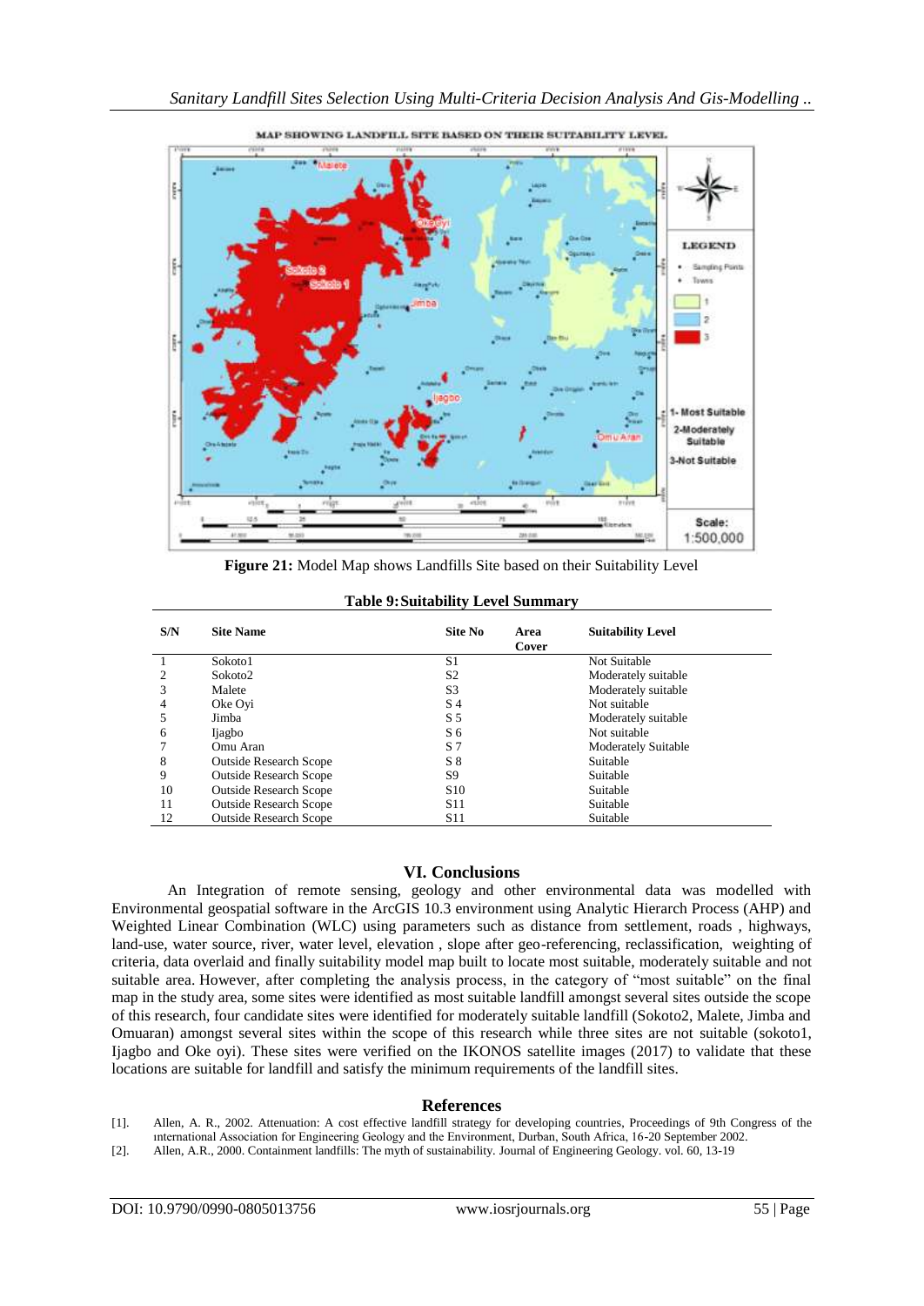**Figure 21:** Model Map shows Landfills Site based on their Suitability Level

**Table 9: Suitability Level Summary**

| S/N | Site Name | Site No | Area Cover | Suitability Level |
|---|---|---|---|---|
| 1 | Sokoto1 | S1 | | Not Suitable |
| 2 | Sokoto2 | S2 | | Moderately suitable |
| 3 | Malete | S3 | | Moderately suitable |
| 4 | Oke Oyi | S 4 | | Not suitable |
| 5 | Jimba | S 5 | | Moderately suitable |
| 6 | Ijagbo | S 6 | | Not suitable |
| 7 | Omu Aran | S 7 | | Moderately Suitable |
| 8 | Outside Research Scope | S 8 | | Suitable |
| 9 | Outside Research Scope | S9 | | Suitable |
| 10 | Outside Research Scope | S10 | | Suitable |
| 11 | Outside Research Scope | S11 | | Suitable |
| 12 | Outside Research Scope | S11 | | Suitable |

## VI. Conclusions

An Integration of remote sensing, geology and other environmental data was modelled with Environmental geospatial software in the ArcGIS 10.3 environment using Analytic Hierarch Process (AHP) and Weighted Linear Combination (WLC) using parameters such as distance from settlement, roads , highways, land-use, water source, river, water level, elevation , slope after geo-referencing, reclassification, weighting of criteria, data overlaid and finally suitability model map built to locate most suitable, moderately suitable and not suitable area. However, after completing the analysis process, in the category of "most suitable" on the final map in the study area, some sites were identified as most suitable landfill amongst several sites outside the scope of this research, four candidate sites were identified for moderately suitable landfill (Sokoto2, Malete, Jimba and Omuaran) amongst several sites within the scope of this research while three sites are not suitable (sokoto1, Ijagbo and Oke oyi). These sites were verified on the IKONOS satellite images (2017) to validate that these locations are suitable for landfill and satisfy the minimum requirements of the landfill sites.

## References

[1]. Allen, A. R., 2002. Attenuation: A cost effective landfill strategy for developing countries, Proceedings of 9th Congress of the ınternational Association for Engineering Geology and the Environment, Durban, South Africa, 16-20 September 2002.

[2]. Allen, A.R., 2000. Containment landfills: The myth of sustainability. Journal of Engineering Geology. vol. 60, 13-19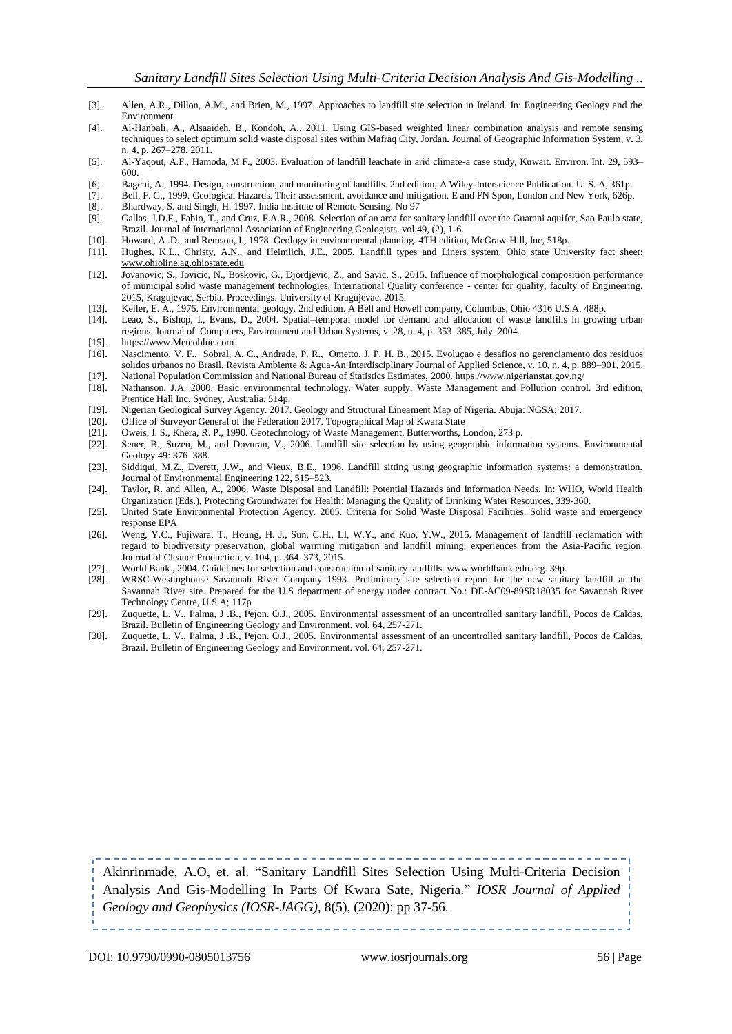[3]. Allen, A.R., Dillon, A.M., and Brien, M., 1997. Approaches to landfill site selection in Ireland. In: Engineering Geology and the Environment.

[4]. Al-Hanbali, A., Alsaaideh, B., Kondoh, A., 2011. Using GIS-based weighted linear combination analysis and remote sensing techniques to select optimum solid waste disposal sites within Mafraq City, Jordan. Journal of Geographic Information System, v. 3, n. 4, p. 267–278, 2011.

[5]. Al-Yaqout, A.F., Hamoda, M.F., 2003. Evaluation of landfill leachate in arid climate-a case study, Kuwait. Environ. Int. 29, 593–600.

[6]. Bagchi, A., 1994. Design, construction, and monitoring of landfills. 2nd edition, A Wiley-Interscience Publication. U. S. A, 361p.

[7]. Bell, F. G., 1999. Geological Hazards. Their assessment, avoidance and mitigation. E and FN Spon, London and New York, 626p.

[8]. Bhardway, S. and Singh, H. 1997. India Institute of Remote Sensing. No 97

[9]. Gallas, J.D.F., Fabio, T., and Cruz, F.A.R., 2008. Selection of an area for sanitary landfill over the Guarani aquifer, Sao Paulo state, Brazil. Journal of International Association of Engineering Geologists. vol.49, (2), 1-6.

[10]. Howard, A .D., and Remson, I., 1978. Geology in environmental planning. 4TH edition, McGraw-Hill, Inc, 518p.

[11]. Hughes, K.L., Christy, A.N., and Heimlich, J.E., 2005. Landfill types and Liners system. Ohio state University fact sheet: www.ohioline.ag.ohiostate.edu

[12]. Jovanovic, S., Jovicic, N., Boskovic, G., Djordjevic, Z., and Savic, S., 2015. Influence of morphological composition performance of municipal solid waste management technologies. International Quality conference - center for quality, faculty of Engineering, 2015, Kragujevac, Serbia. Proceedings. University of Kragujevac, 2015.

[13]. Keller, E. A., 1976. Environmental geology. 2nd edition. A Bell and Howell company, Columbus, Ohio 4316 U.S.A. 488p.

[14]. Leao, S., Bishop, I., Evans, D., 2004. Spatial–temporal model for demand and allocation of waste landfills in growing urban regions. Journal of Computers, Environment and Urban Systems, v. 28, n. 4, p. 353–385, July. 2004.

[15]. https://www.Meteoblue.com

[16]. Nascimento, V. F., Sobral, A. C., Andrade, P. R., Ometto, J. P. H. B., 2015. Evoluçao e desafios no gerenciamento dos residuos solidos urbanos no Brasil. Revista Ambiente & Agua-An Interdisciplinary Journal of Applied Science, v. 10, n. 4, p. 889–901, 2015.

[17]. National Population Commission and National Bureau of Statistics Estimates, 2000. https://www.nigerianstat.gov.ng/

[18]. Nathanson, J.A. 2000. Basic environmental technology. Water supply, Waste Management and Pollution control. 3rd edition, Prentice Hall Inc. Sydney, Australia. 514p.

[19]. Nigerian Geological Survey Agency. 2017. Geology and Structural Lineament Map of Nigeria. Abuja: NGSA; 2017.

[20]. Office of Surveyor General of the Federation 2017. Topographical Map of Kwara State

[21]. Oweis, I. S., Khera, R. P., 1990. Geotechnology of Waste Management, Butterworths, London, 273 p.

[22]. Sener, B., Suzen, M., and Doyuran, V., 2006. Landfill site selection by using geographic information systems. Environmental Geology 49: 376–388.

[23]. Siddiqui, M.Z., Everett, J.W., and Vieux, B.E., 1996. Landfill sitting using geographic information systems: a demonstration. Journal of Environmental Engineering 122, 515–523.

[24]. Taylor, R. and Allen, A., 2006. Waste Disposal and Landfill: Potential Hazards and Information Needs. In: WHO, World Health Organization (Eds.), Protecting Groundwater for Health: Managing the Quality of Drinking Water Resources, 339-360.

[25]. United State Environmental Protection Agency. 2005. Criteria for Solid Waste Disposal Facilities. Solid waste and emergency response EPA

[26]. Weng, Y.C., Fujiwara, T., Houng, H. J., Sun, C.H., LI, W.Y., and Kuo, Y.W., 2015. Management of landfill reclamation with regard to biodiversity preservation, global warming mitigation and landfill mining: experiences from the Asia-Pacific region. Journal of Cleaner Production, v. 104, p. 364–373, 2015.

[27]. World Bank., 2004. Guidelines for selection and construction of sanitary landfills. www.worldbank.edu.org. 39p.

[28]. WRSC-Westinghouse Savannah River Company 1993. Preliminary site selection report for the new sanitary landfill at the Savannah River site. Prepared for the U.S department of energy under contract No.: DE-AC09-89SR18035 for Savannah River Technology Centre, U.S.A; 117p

[29]. Zuquette, L. V., Palma, J .B., Pejon. O.J., 2005. Environmental assessment of an uncontrolled sanitary landfill, Pocos de Caldas, Brazil. Bulletin of Engineering Geology and Environment. vol. 64, 257-271.

[30]. Zuquette, L. V., Palma, J .B., Pejon. O.J., 2005. Environmental assessment of an uncontrolled sanitary landfill, Pocos de Caldas, Brazil. Bulletin of Engineering Geology and Environment. vol. 64, 257-271.

Akinrinmade, A.O, et. al. "Sanitary Landfill Sites Selection Using Multi-Criteria Decision Analysis And Gis-Modelling In Parts Of Kwara Sate, Nigeria." *IOSR Journal of Applied Geology and Geophysics (IOSR-JAGG)*, 8(5), (2020): pp 37-56.